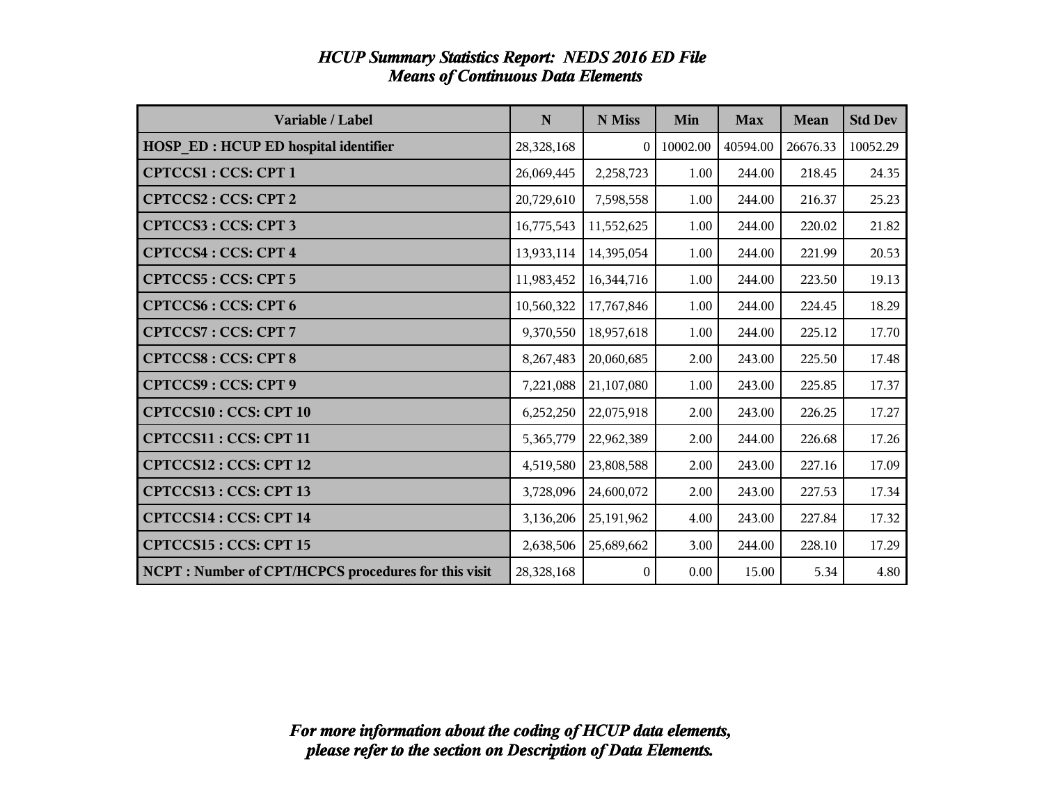# *HCUP Summary Statistics Report: NEDS 2016 ED File*
## *Means of Continuous Data Elements*

| Variable / Label | N | N Miss | Min | Max | Mean | Std Dev |
|---|---|---|---|---|---|---|
| **HOSP_ED : HCUP ED hospital identifier** | 28,328,168 | 0 | 10002.00 | 40594.00 | 26676.33 | 10052.29 |
| **CPTCCS1 : CCS: CPT 1** | 26,069,445 | 2,258,723 | 1.00 | 244.00 | 218.45 | 24.35 |
| **CPTCCS2 : CCS: CPT 2** | 20,729,610 | 7,598,558 | 1.00 | 244.00 | 216.37 | 25.23 |
| **CPTCCS3 : CCS: CPT 3** | 16,775,543 | 11,552,625 | 1.00 | 244.00 | 220.02 | 21.82 |
| **CPTCCS4 : CCS: CPT 4** | 13,933,114 | 14,395,054 | 1.00 | 244.00 | 221.99 | 20.53 |
| **CPTCCS5 : CCS: CPT 5** | 11,983,452 | 16,344,716 | 1.00 | 244.00 | 223.50 | 19.13 |
| **CPTCCS6 : CCS: CPT 6** | 10,560,322 | 17,767,846 | 1.00 | 244.00 | 224.45 | 18.29 |
| **CPTCCS7 : CCS: CPT 7** | 9,370,550 | 18,957,618 | 1.00 | 244.00 | 225.12 | 17.70 |
| **CPTCCS8 : CCS: CPT 8** | 8,267,483 | 20,060,685 | 2.00 | 243.00 | 225.50 | 17.48 |
| **CPTCCS9 : CCS: CPT 9** | 7,221,088 | 21,107,080 | 1.00 | 243.00 | 225.85 | 17.37 |
| **CPTCCS10 : CCS: CPT 10** | 6,252,250 | 22,075,918 | 2.00 | 243.00 | 226.25 | 17.27 |
| **CPTCCS11 : CCS: CPT 11** | 5,365,779 | 22,962,389 | 2.00 | 244.00 | 226.68 | 17.26 |
| **CPTCCS12 : CCS: CPT 12** | 4,519,580 | 23,808,588 | 2.00 | 243.00 | 227.16 | 17.09 |
| **CPTCCS13 : CCS: CPT 13** | 3,728,096 | 24,600,072 | 2.00 | 243.00 | 227.53 | 17.34 |
| **CPTCCS14 : CCS: CPT 14** | 3,136,206 | 25,191,962 | 4.00 | 243.00 | 227.84 | 17.32 |
| **CPTCCS15 : CCS: CPT 15** | 2,638,506 | 25,689,662 | 3.00 | 244.00 | 228.10 | 17.29 |
| **NCPT : Number of CPT/HCPCS procedures for this visit** | 28,328,168 | 0 | 0.00 | 15.00 | 5.34 | 4.80 |

***For more information about the coding of HCUP data elements, please refer to the section on Description of Data Elements.***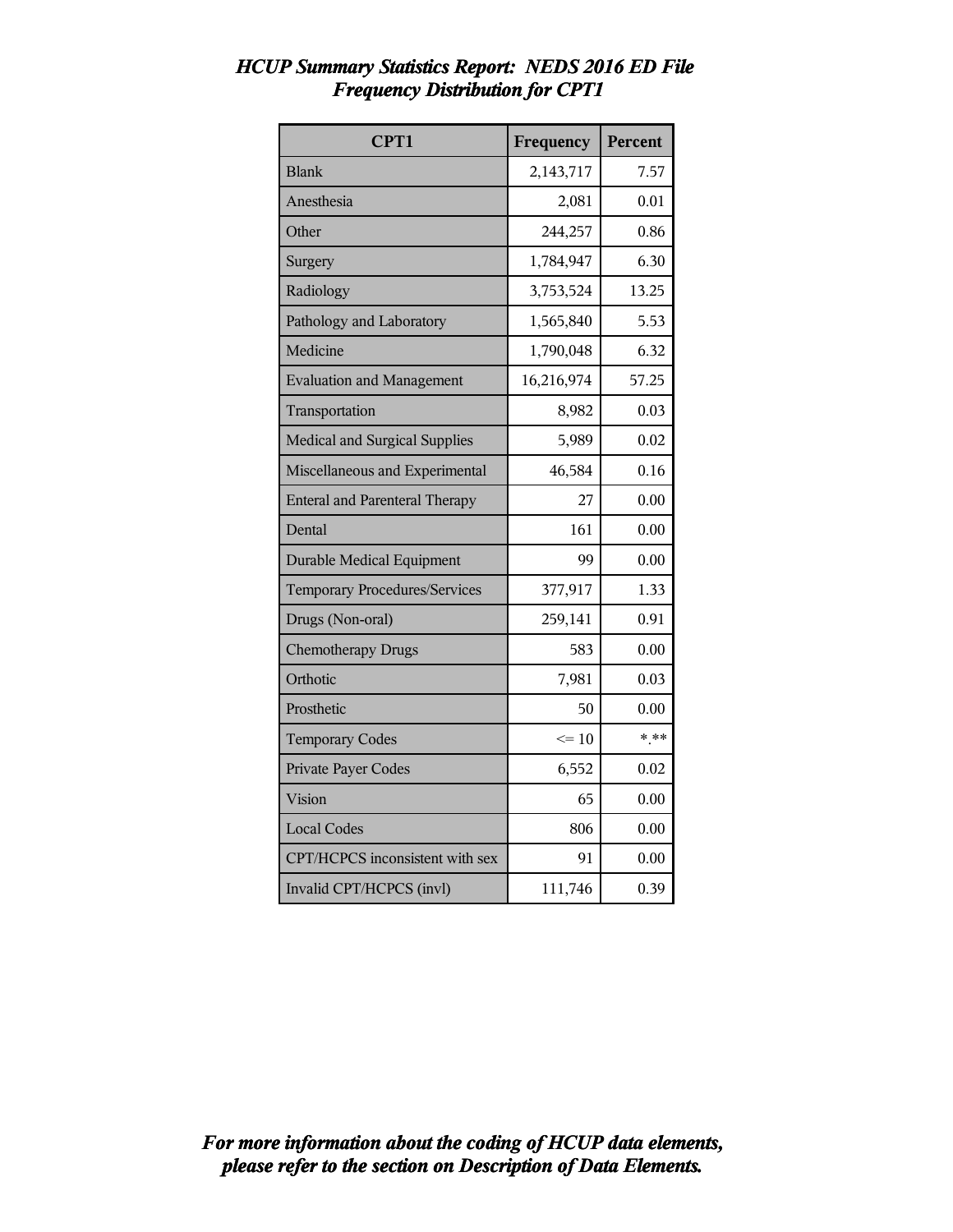# *HCUP Summary Statistics Report: NEDS 2016 ED File*
## *Frequency Distribution for CPT1*

| CPT1 | Frequency | Percent |
|---|---|---|
| Blank | 2,143,717 | 7.57 |
| Anesthesia | 2,081 | 0.01 |
| Other | 244,257 | 0.86 |
| Surgery | 1,784,947 | 6.30 |
| Radiology | 3,753,524 | 13.25 |
| Pathology and Laboratory | 1,565,840 | 5.53 |
| Medicine | 1,790,048 | 6.32 |
| Evaluation and Management | 16,216,974 | 57.25 |
| Transportation | 8,982 | 0.03 |
| Medical and Surgical Supplies | 5,989 | 0.02 |
| Miscellaneous and Experimental | 46,584 | 0.16 |
| Enteral and Parenteral Therapy | 27 | 0.00 |
| Dental | 161 | 0.00 |
| Durable Medical Equipment | 99 | 0.00 |
| Temporary Procedures/Services | 377,917 | 1.33 |
| Drugs (Non-oral) | 259,141 | 0.91 |
| Chemotherapy Drugs | 583 | 0.00 |
| Orthotic | 7,981 | 0.03 |
| Prosthetic | 50 | 0.00 |
| Temporary Codes | <= 10 | *.** |
| Private Payer Codes | 6,552 | 0.02 |
| Vision | 65 | 0.00 |
| Local Codes | 806 | 0.00 |
| CPT/HCPCS inconsistent with sex | 91 | 0.00 |
| Invalid CPT/HCPCS (invl) | 111,746 | 0.39 |

***For more information about the coding of HCUP data elements, please refer to the section on Description of Data Elements.***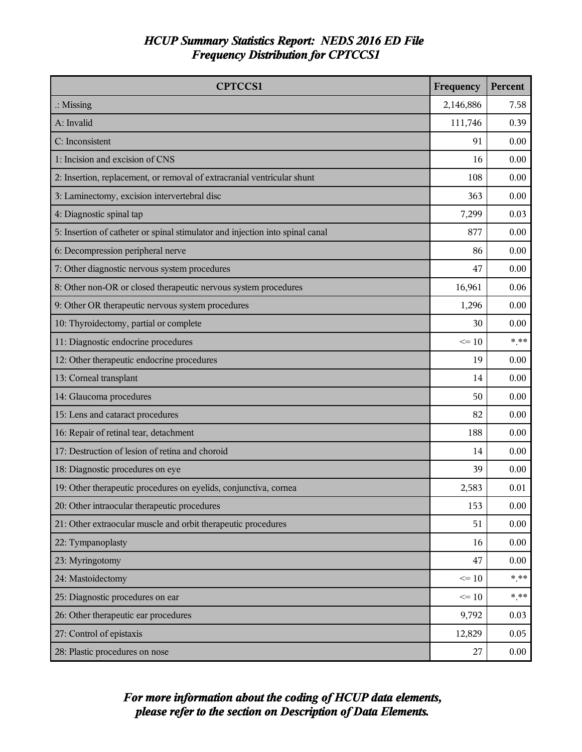# *HCUP Summary Statistics Report: NEDS 2016 ED File*
## *Frequency Distribution for CPTCCS1*

| CPTCCS1 | Frequency | Percent |
|---|---|---|
| .: Missing | 2,146,886 | 7.58 |
| A: Invalid | 111,746 | 0.39 |
| C: Inconsistent | 91 | 0.00 |
| 1: Incision and excision of CNS | 16 | 0.00 |
| 2: Insertion, replacement, or removal of extracranial ventricular shunt | 108 | 0.00 |
| 3: Laminectomy, excision intervertebral disc | 363 | 0.00 |
| 4: Diagnostic spinal tap | 7,299 | 0.03 |
| 5: Insertion of catheter or spinal stimulator and injection into spinal canal | 877 | 0.00 |
| 6: Decompression peripheral nerve | 86 | 0.00 |
| 7: Other diagnostic nervous system procedures | 47 | 0.00 |
| 8: Other non-OR or closed therapeutic nervous system procedures | 16,961 | 0.06 |
| 9: Other OR therapeutic nervous system procedures | 1,296 | 0.00 |
| 10: Thyroidectomy, partial or complete | 30 | 0.00 |
| 11: Diagnostic endocrine procedures | <= 10 | *.** |
| 12: Other therapeutic endocrine procedures | 19 | 0.00 |
| 13: Corneal transplant | 14 | 0.00 |
| 14: Glaucoma procedures | 50 | 0.00 |
| 15: Lens and cataract procedures | 82 | 0.00 |
| 16: Repair of retinal tear, detachment | 188 | 0.00 |
| 17: Destruction of lesion of retina and choroid | 14 | 0.00 |
| 18: Diagnostic procedures on eye | 39 | 0.00 |
| 19: Other therapeutic procedures on eyelids, conjunctiva, cornea | 2,583 | 0.01 |
| 20: Other intraocular therapeutic procedures | 153 | 0.00 |
| 21: Other extraocular muscle and orbit therapeutic procedures | 51 | 0.00 |
| 22: Tympanoplasty | 16 | 0.00 |
| 23: Myringotomy | 47 | 0.00 |
| 24: Mastoidectomy | <= 10 | *.** |
| 25: Diagnostic procedures on ear | <= 10 | *.** |
| 26: Other therapeutic ear procedures | 9,792 | 0.03 |
| 27: Control of epistaxis | 12,829 | 0.05 |
| 28: Plastic procedures on nose | 27 | 0.00 |

***For more information about the coding of HCUP data elements, please refer to the section on Description of Data Elements.***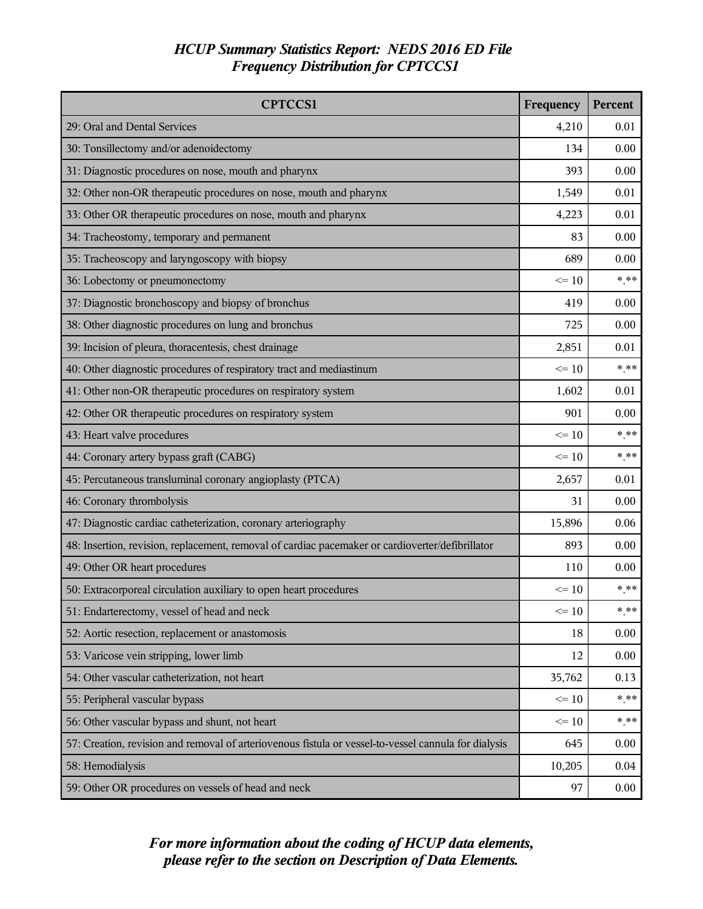# *HCUP Summary Statistics Report: NEDS 2016 ED File*
## *Frequency Distribution for CPTCCS1*

| CPTCCS1 | Frequency | Percent |
|---|---|---|
| 29: Oral and Dental Services | 4,210 | 0.01 |
| 30: Tonsillectomy and/or adenoidectomy | 134 | 0.00 |
| 31: Diagnostic procedures on nose, mouth and pharynx | 393 | 0.00 |
| 32: Other non-OR therapeutic procedures on nose, mouth and pharynx | 1,549 | 0.01 |
| 33: Other OR therapeutic procedures on nose, mouth and pharynx | 4,223 | 0.01 |
| 34: Tracheostomy, temporary and permanent | 83 | 0.00 |
| 35: Tracheoscopy and laryngoscopy with biopsy | 689 | 0.00 |
| 36: Lobectomy or pneumonectomy | <= 10 | *.** |
| 37: Diagnostic bronchoscopy and biopsy of bronchus | 419 | 0.00 |
| 38: Other diagnostic procedures on lung and bronchus | 725 | 0.00 |
| 39: Incision of pleura, thoracentesis, chest drainage | 2,851 | 0.01 |
| 40: Other diagnostic procedures of respiratory tract and mediastinum | <= 10 | *.** |
| 41: Other non-OR therapeutic procedures on respiratory system | 1,602 | 0.01 |
| 42: Other OR therapeutic procedures on respiratory system | 901 | 0.00 |
| 43: Heart valve procedures | <= 10 | *.** |
| 44: Coronary artery bypass graft (CABG) | <= 10 | *.** |
| 45: Percutaneous transluminal coronary angioplasty (PTCA) | 2,657 | 0.01 |
| 46: Coronary thrombolysis | 31 | 0.00 |
| 47: Diagnostic cardiac catheterization, coronary arteriography | 15,896 | 0.06 |
| 48: Insertion, revision, replacement, removal of cardiac pacemaker or cardioverter/defibrillator | 893 | 0.00 |
| 49: Other OR heart procedures | 110 | 0.00 |
| 50: Extracorporeal circulation auxiliary to open heart procedures | <= 10 | *.** |
| 51: Endarterectomy, vessel of head and neck | <= 10 | *.** |
| 52: Aortic resection, replacement or anastomosis | 18 | 0.00 |
| 53: Varicose vein stripping, lower limb | 12 | 0.00 |
| 54: Other vascular catheterization, not heart | 35,762 | 0.13 |
| 55: Peripheral vascular bypass | <= 10 | *.** |
| 56: Other vascular bypass and shunt, not heart | <= 10 | *.** |
| 57: Creation, revision and removal of arteriovenous fistula or vessel-to-vessel cannula for dialysis | 645 | 0.00 |
| 58: Hemodialysis | 10,205 | 0.04 |
| 59: Other OR procedures on vessels of head and neck | 97 | 0.00 |

***For more information about the coding of HCUP data elements, please refer to the section on Description of Data Elements.***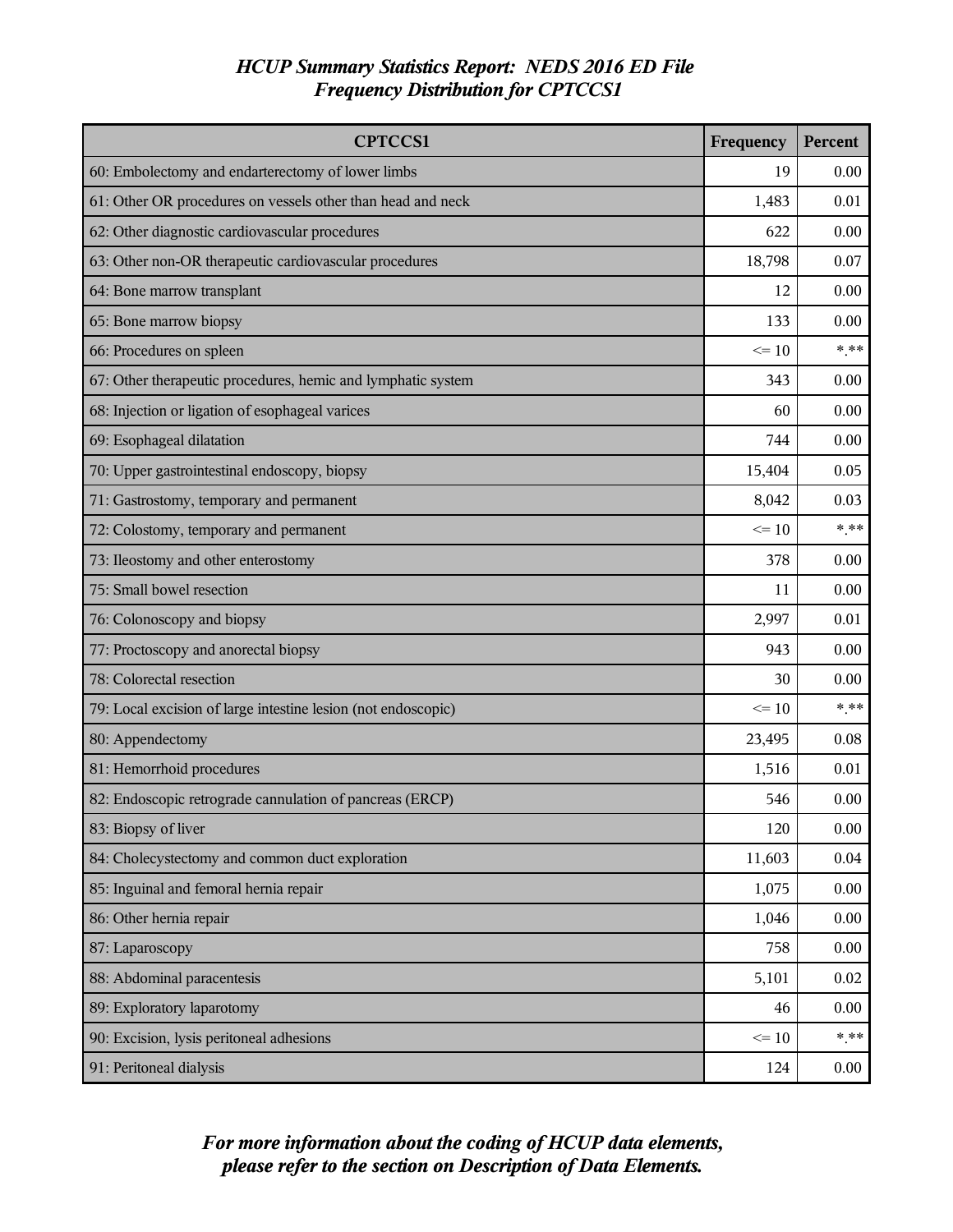# *HCUP Summary Statistics Report: NEDS 2016 ED File*
## *Frequency Distribution for CPTCCS1*

| CPTCCS1 | Frequency | Percent |
|---|---|---|
| 60: Embolectomy and endarterectomy of lower limbs | 19 | 0.00 |
| 61: Other OR procedures on vessels other than head and neck | 1,483 | 0.01 |
| 62: Other diagnostic cardiovascular procedures | 622 | 0.00 |
| 63: Other non-OR therapeutic cardiovascular procedures | 18,798 | 0.07 |
| 64: Bone marrow transplant | 12 | 0.00 |
| 65: Bone marrow biopsy | 133 | 0.00 |
| 66: Procedures on spleen | <= 10 | *.** |
| 67: Other therapeutic procedures, hemic and lymphatic system | 343 | 0.00 |
| 68: Injection or ligation of esophageal varices | 60 | 0.00 |
| 69: Esophageal dilatation | 744 | 0.00 |
| 70: Upper gastrointestinal endoscopy, biopsy | 15,404 | 0.05 |
| 71: Gastrostomy, temporary and permanent | 8,042 | 0.03 |
| 72: Colostomy, temporary and permanent | <= 10 | *.** |
| 73: Ileostomy and other enterostomy | 378 | 0.00 |
| 75: Small bowel resection | 11 | 0.00 |
| 76: Colonoscopy and biopsy | 2,997 | 0.01 |
| 77: Proctoscopy and anorectal biopsy | 943 | 0.00 |
| 78: Colorectal resection | 30 | 0.00 |
| 79: Local excision of large intestine lesion (not endoscopic) | <= 10 | *.** |
| 80: Appendectomy | 23,495 | 0.08 |
| 81: Hemorrhoid procedures | 1,516 | 0.01 |
| 82: Endoscopic retrograde cannulation of pancreas (ERCP) | 546 | 0.00 |
| 83: Biopsy of liver | 120 | 0.00 |
| 84: Cholecystectomy and common duct exploration | 11,603 | 0.04 |
| 85: Inguinal and femoral hernia repair | 1,075 | 0.00 |
| 86: Other hernia repair | 1,046 | 0.00 |
| 87: Laparoscopy | 758 | 0.00 |
| 88: Abdominal paracentesis | 5,101 | 0.02 |
| 89: Exploratory laparotomy | 46 | 0.00 |
| 90: Excision, lysis peritoneal adhesions | <= 10 | *.** |
| 91: Peritoneal dialysis | 124 | 0.00 |

***For more information about the coding of HCUP data elements, please refer to the section on Description of Data Elements.***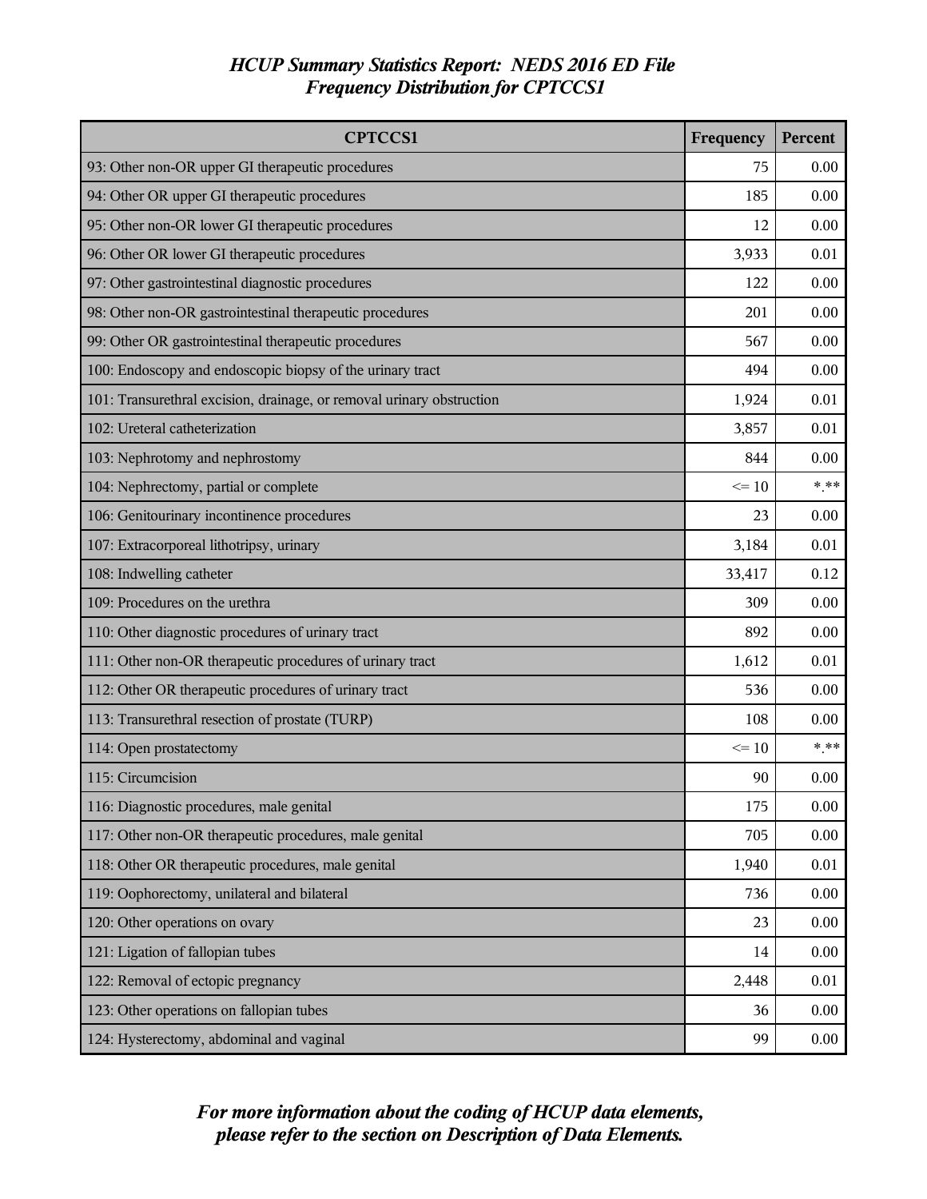*HCUP Summary Statistics Report: NEDS 2016 ED File*
*Frequency Distribution for CPTCCS1*

| CPTCCS1 | Frequency | Percent |
|---|---|---|
| 93: Other non-OR upper GI therapeutic procedures | 75 | 0.00 |
| 94: Other OR upper GI therapeutic procedures | 185 | 0.00 |
| 95: Other non-OR lower GI therapeutic procedures | 12 | 0.00 |
| 96: Other OR lower GI therapeutic procedures | 3,933 | 0.01 |
| 97: Other gastrointestinal diagnostic procedures | 122 | 0.00 |
| 98: Other non-OR gastrointestinal therapeutic procedures | 201 | 0.00 |
| 99: Other OR gastrointestinal therapeutic procedures | 567 | 0.00 |
| 100: Endoscopy and endoscopic biopsy of the urinary tract | 494 | 0.00 |
| 101: Transurethral excision, drainage, or removal urinary obstruction | 1,924 | 0.01 |
| 102: Ureteral catheterization | 3,857 | 0.01 |
| 103: Nephrotomy and nephrostomy | 844 | 0.00 |
| 104: Nephrectomy, partial or complete | <= 10 | *.** |
| 106: Genitourinary incontinence procedures | 23 | 0.00 |
| 107: Extracorporeal lithotripsy, urinary | 3,184 | 0.01 |
| 108: Indwelling catheter | 33,417 | 0.12 |
| 109: Procedures on the urethra | 309 | 0.00 |
| 110: Other diagnostic procedures of urinary tract | 892 | 0.00 |
| 111: Other non-OR therapeutic procedures of urinary tract | 1,612 | 0.01 |
| 112: Other OR therapeutic procedures of urinary tract | 536 | 0.00 |
| 113: Transurethral resection of prostate (TURP) | 108 | 0.00 |
| 114: Open prostatectomy | <= 10 | *.** |
| 115: Circumcision | 90 | 0.00 |
| 116: Diagnostic procedures, male genital | 175 | 0.00 |
| 117: Other non-OR therapeutic procedures, male genital | 705 | 0.00 |
| 118: Other OR therapeutic procedures, male genital | 1,940 | 0.01 |
| 119: Oophorectomy, unilateral and bilateral | 736 | 0.00 |
| 120: Other operations on ovary | 23 | 0.00 |
| 121: Ligation of fallopian tubes | 14 | 0.00 |
| 122: Removal of ectopic pregnancy | 2,448 | 0.01 |
| 123: Other operations on fallopian tubes | 36 | 0.00 |
| 124: Hysterectomy, abdominal and vaginal | 99 | 0.00 |

***For more information about the coding of HCUP data elements, please refer to the section on Description of Data Elements.***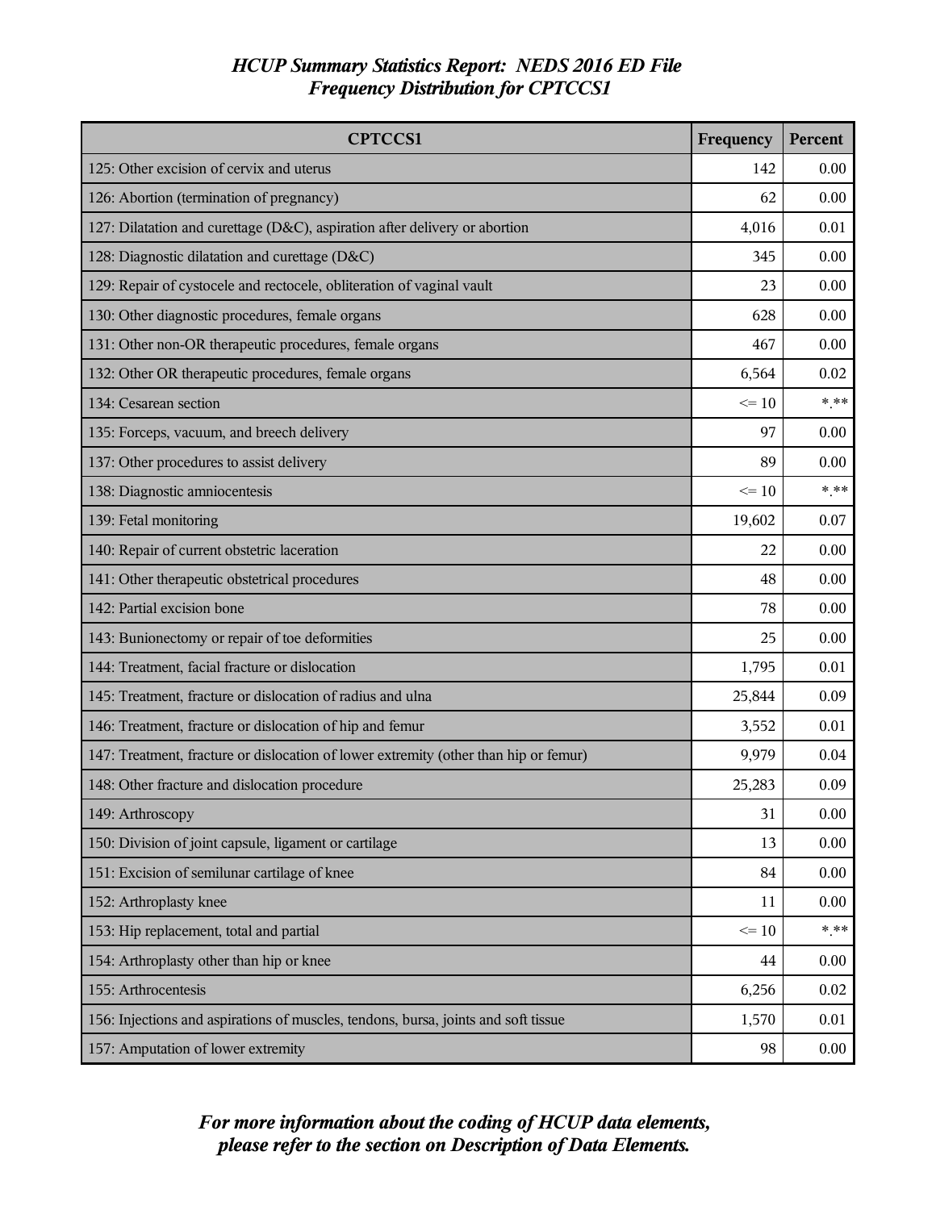## HCUP Summary Statistics Report: NEDS 2016 ED File
## Frequency Distribution for CPTCCS1

| CPTCCS1 | Frequency | Percent |
|---|---|---|
| 125: Other excision of cervix and uterus | 142 | 0.00 |
| 126: Abortion (termination of pregnancy) | 62 | 0.00 |
| 127: Dilatation and curettage (D&C), aspiration after delivery or abortion | 4,016 | 0.01 |
| 128: Diagnostic dilatation and curettage (D&C) | 345 | 0.00 |
| 129: Repair of cystocele and rectocele, obliteration of vaginal vault | 23 | 0.00 |
| 130: Other diagnostic procedures, female organs | 628 | 0.00 |
| 131: Other non-OR therapeutic procedures, female organs | 467 | 0.00 |
| 132: Other OR therapeutic procedures, female organs | 6,564 | 0.02 |
| 134: Cesarean section | <= 10 | *.** |
| 135: Forceps, vacuum, and breech delivery | 97 | 0.00 |
| 137: Other procedures to assist delivery | 89 | 0.00 |
| 138: Diagnostic amniocentesis | <= 10 | *.** |
| 139: Fetal monitoring | 19,602 | 0.07 |
| 140: Repair of current obstetric laceration | 22 | 0.00 |
| 141: Other therapeutic obstetrical procedures | 48 | 0.00 |
| 142: Partial excision bone | 78 | 0.00 |
| 143: Bunionectomy or repair of toe deformities | 25 | 0.00 |
| 144: Treatment, facial fracture or dislocation | 1,795 | 0.01 |
| 145: Treatment, fracture or dislocation of radius and ulna | 25,844 | 0.09 |
| 146: Treatment, fracture or dislocation of hip and femur | 3,552 | 0.01 |
| 147: Treatment, fracture or dislocation of lower extremity (other than hip or femur) | 9,979 | 0.04 |
| 148: Other fracture and dislocation procedure | 25,283 | 0.09 |
| 149: Arthroscopy | 31 | 0.00 |
| 150: Division of joint capsule, ligament or cartilage | 13 | 0.00 |
| 151: Excision of semilunar cartilage of knee | 84 | 0.00 |
| 152: Arthroplasty knee | 11 | 0.00 |
| 153: Hip replacement, total and partial | <= 10 | *.** |
| 154: Arthroplasty other than hip or knee | 44 | 0.00 |
| 155: Arthrocentesis | 6,256 | 0.02 |
| 156: Injections and aspirations of muscles, tendons, bursa, joints and soft tissue | 1,570 | 0.01 |
| 157: Amputation of lower extremity | 98 | 0.00 |

*For more information about the coding of HCUP data elements, please refer to the section on Description of Data Elements.*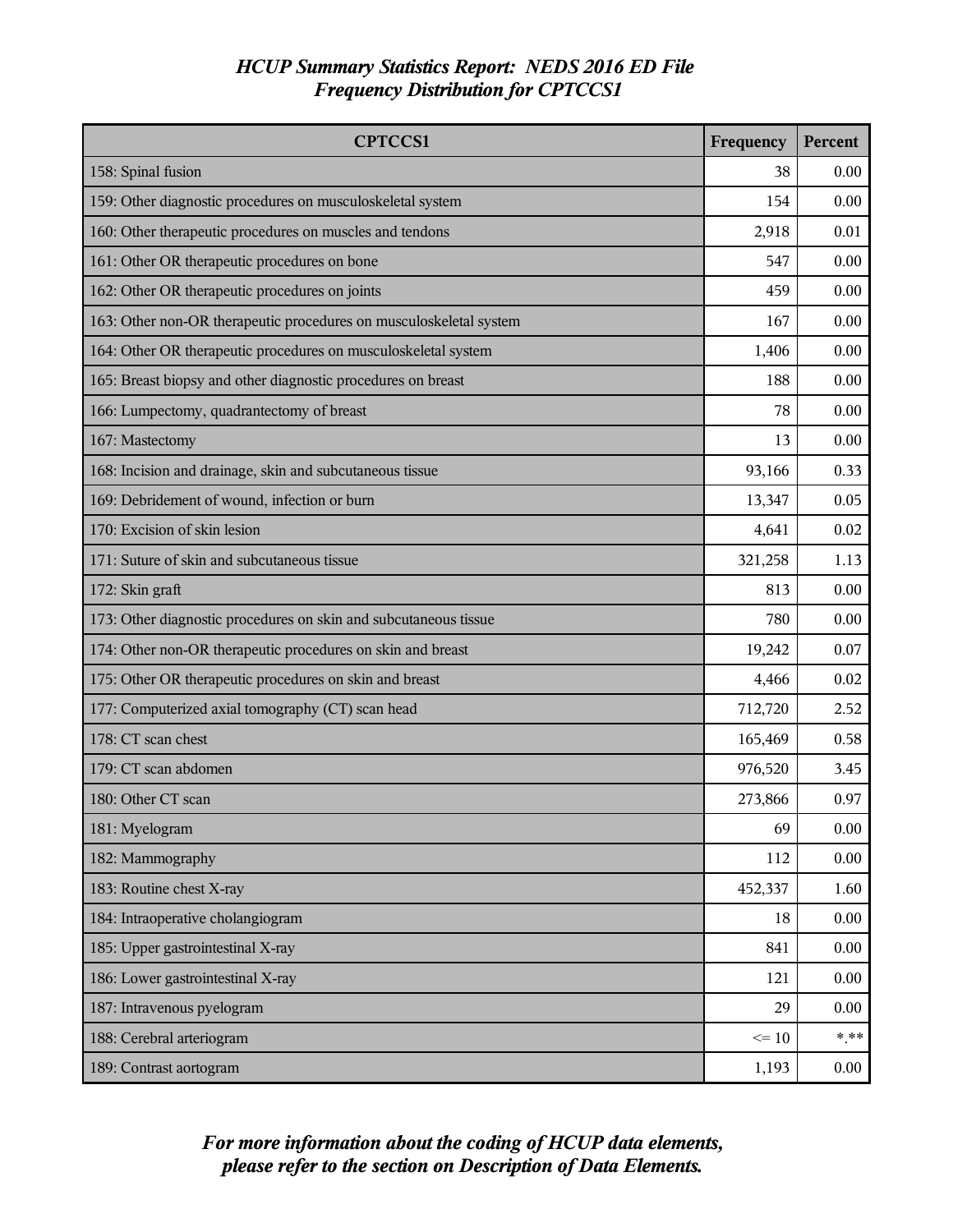# HCUP Summary Statistics Report: NEDS 2016 ED File
## Frequency Distribution for CPTCCS1

| CPTCCS1 | Frequency | Percent |
|---|---|---|
| 158: Spinal fusion | 38 | 0.00 |
| 159: Other diagnostic procedures on musculoskeletal system | 154 | 0.00 |
| 160: Other therapeutic procedures on muscles and tendons | 2,918 | 0.01 |
| 161: Other OR therapeutic procedures on bone | 547 | 0.00 |
| 162: Other OR therapeutic procedures on joints | 459 | 0.00 |
| 163: Other non-OR therapeutic procedures on musculoskeletal system | 167 | 0.00 |
| 164: Other OR therapeutic procedures on musculoskeletal system | 1,406 | 0.00 |
| 165: Breast biopsy and other diagnostic procedures on breast | 188 | 0.00 |
| 166: Lumpectomy, quadrantectomy of breast | 78 | 0.00 |
| 167: Mastectomy | 13 | 0.00 |
| 168: Incision and drainage, skin and subcutaneous tissue | 93,166 | 0.33 |
| 169: Debridement of wound, infection or burn | 13,347 | 0.05 |
| 170: Excision of skin lesion | 4,641 | 0.02 |
| 171: Suture of skin and subcutaneous tissue | 321,258 | 1.13 |
| 172: Skin graft | 813 | 0.00 |
| 173: Other diagnostic procedures on skin and subcutaneous tissue | 780 | 0.00 |
| 174: Other non-OR therapeutic procedures on skin and breast | 19,242 | 0.07 |
| 175: Other OR therapeutic procedures on skin and breast | 4,466 | 0.02 |
| 177: Computerized axial tomography (CT) scan head | 712,720 | 2.52 |
| 178: CT scan chest | 165,469 | 0.58 |
| 179: CT scan abdomen | 976,520 | 3.45 |
| 180: Other CT scan | 273,866 | 0.97 |
| 181: Myelogram | 69 | 0.00 |
| 182: Mammography | 112 | 0.00 |
| 183: Routine chest X-ray | 452,337 | 1.60 |
| 184: Intraoperative cholangiogram | 18 | 0.00 |
| 185: Upper gastrointestinal X-ray | 841 | 0.00 |
| 186: Lower gastrointestinal X-ray | 121 | 0.00 |
| 187: Intravenous pyelogram | 29 | 0.00 |
| 188: Cerebral arteriogram | <= 10 | *.** |
| 189: Contrast aortogram | 1,193 | 0.00 |

*For more information about the coding of HCUP data elements, please refer to the section on Description of Data Elements.*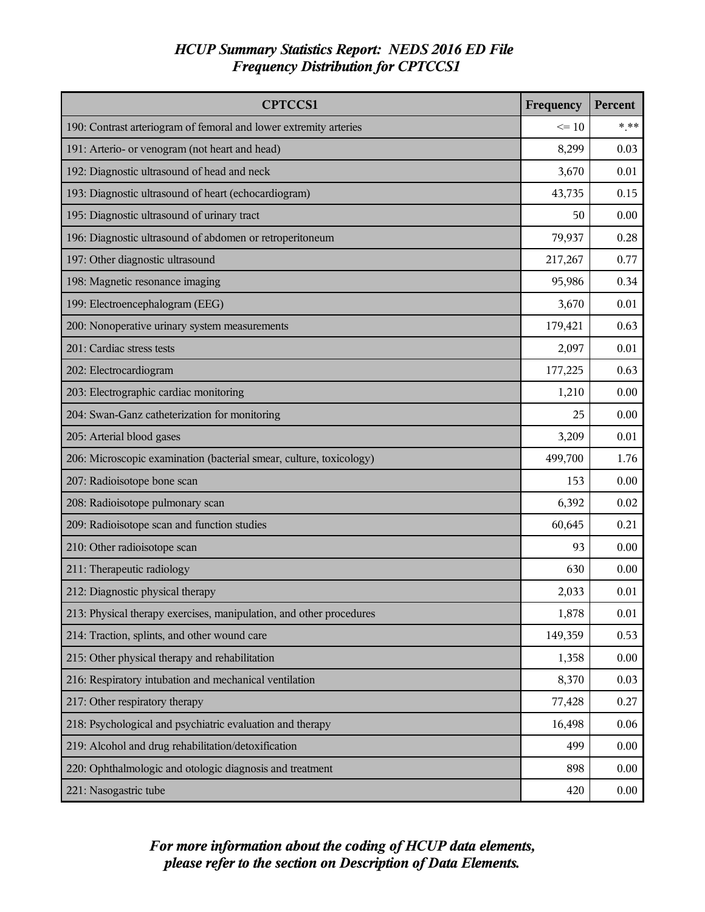# *HCUP Summary Statistics Report: NEDS 2016 ED File*
## *Frequency Distribution for CPTCCS1*

| CPTCCS1 | Frequency | Percent |
|---|---|---|
| 190: Contrast arteriogram of femoral and lower extremity arteries | <= 10 | *.** |
| 191: Arterio- or venogram (not heart and head) | 8,299 | 0.03 |
| 192: Diagnostic ultrasound of head and neck | 3,670 | 0.01 |
| 193: Diagnostic ultrasound of heart (echocardiogram) | 43,735 | 0.15 |
| 195: Diagnostic ultrasound of urinary tract | 50 | 0.00 |
| 196: Diagnostic ultrasound of abdomen or retroperitoneum | 79,937 | 0.28 |
| 197: Other diagnostic ultrasound | 217,267 | 0.77 |
| 198: Magnetic resonance imaging | 95,986 | 0.34 |
| 199: Electroencephalogram (EEG) | 3,670 | 0.01 |
| 200: Nonoperative urinary system measurements | 179,421 | 0.63 |
| 201: Cardiac stress tests | 2,097 | 0.01 |
| 202: Electrocardiogram | 177,225 | 0.63 |
| 203: Electrographic cardiac monitoring | 1,210 | 0.00 |
| 204: Swan-Ganz catheterization for monitoring | 25 | 0.00 |
| 205: Arterial blood gases | 3,209 | 0.01 |
| 206: Microscopic examination (bacterial smear, culture, toxicology) | 499,700 | 1.76 |
| 207: Radioisotope bone scan | 153 | 0.00 |
| 208: Radioisotope pulmonary scan | 6,392 | 0.02 |
| 209: Radioisotope scan and function studies | 60,645 | 0.21 |
| 210: Other radioisotope scan | 93 | 0.00 |
| 211: Therapeutic radiology | 630 | 0.00 |
| 212: Diagnostic physical therapy | 2,033 | 0.01 |
| 213: Physical therapy exercises, manipulation, and other procedures | 1,878 | 0.01 |
| 214: Traction, splints, and other wound care | 149,359 | 0.53 |
| 215: Other physical therapy and rehabilitation | 1,358 | 0.00 |
| 216: Respiratory intubation and mechanical ventilation | 8,370 | 0.03 |
| 217: Other respiratory therapy | 77,428 | 0.27 |
| 218: Psychological and psychiatric evaluation and therapy | 16,498 | 0.06 |
| 219: Alcohol and drug rehabilitation/detoxification | 499 | 0.00 |
| 220: Ophthalmologic and otologic diagnosis and treatment | 898 | 0.00 |
| 221: Nasogastric tube | 420 | 0.00 |

***For more information about the coding of HCUP data elements, please refer to the section on Description of Data Elements.***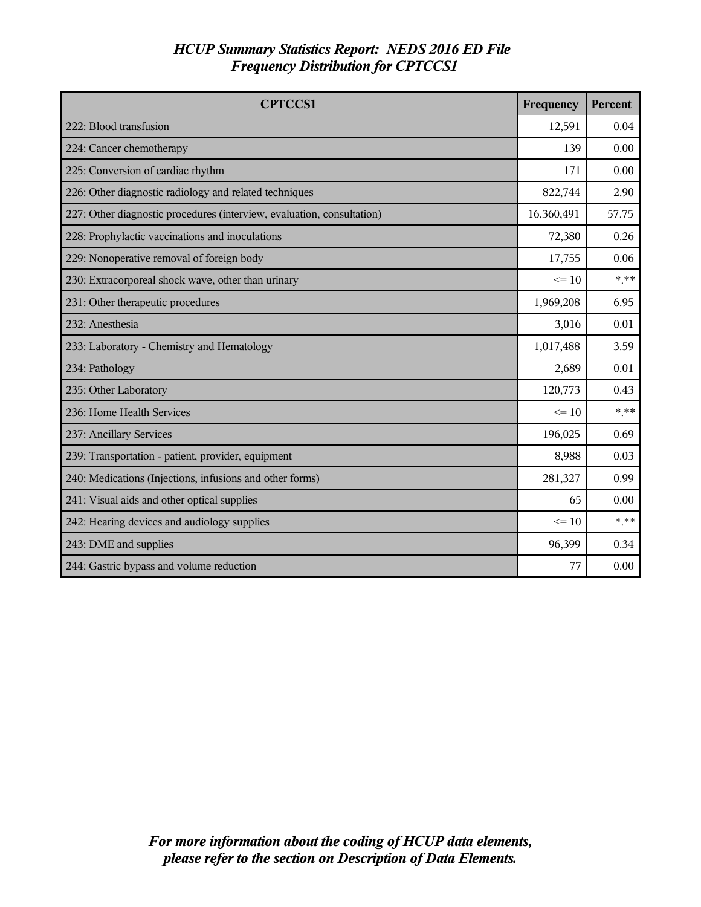# *HCUP Summary Statistics Report: NEDS 2016 ED File*
## *Frequency Distribution for CPTCCS1*

| CPTCCS1 | Frequency | Percent |
|---|---|---|
| 222: Blood transfusion | 12,591 | 0.04 |
| 224: Cancer chemotherapy | 139 | 0.00 |
| 225: Conversion of cardiac rhythm | 171 | 0.00 |
| 226: Other diagnostic radiology and related techniques | 822,744 | 2.90 |
| 227: Other diagnostic procedures (interview, evaluation, consultation) | 16,360,491 | 57.75 |
| 228: Prophylactic vaccinations and inoculations | 72,380 | 0.26 |
| 229: Nonoperative removal of foreign body | 17,755 | 0.06 |
| 230: Extracorporeal shock wave, other than urinary | <= 10 | *.** |
| 231: Other therapeutic procedures | 1,969,208 | 6.95 |
| 232: Anesthesia | 3,016 | 0.01 |
| 233: Laboratory - Chemistry and Hematology | 1,017,488 | 3.59 |
| 234: Pathology | 2,689 | 0.01 |
| 235: Other Laboratory | 120,773 | 0.43 |
| 236: Home Health Services | <= 10 | *.** |
| 237: Ancillary Services | 196,025 | 0.69 |
| 239: Transportation - patient, provider, equipment | 8,988 | 0.03 |
| 240: Medications (Injections, infusions and other forms) | 281,327 | 0.99 |
| 241: Visual aids and other optical supplies | 65 | 0.00 |
| 242: Hearing devices and audiology supplies | <= 10 | *.** |
| 243: DME and supplies | 96,399 | 0.34 |
| 244: Gastric bypass and volume reduction | 77 | 0.00 |

***For more information about the coding of HCUP data elements, please refer to the section on Description of Data Elements.***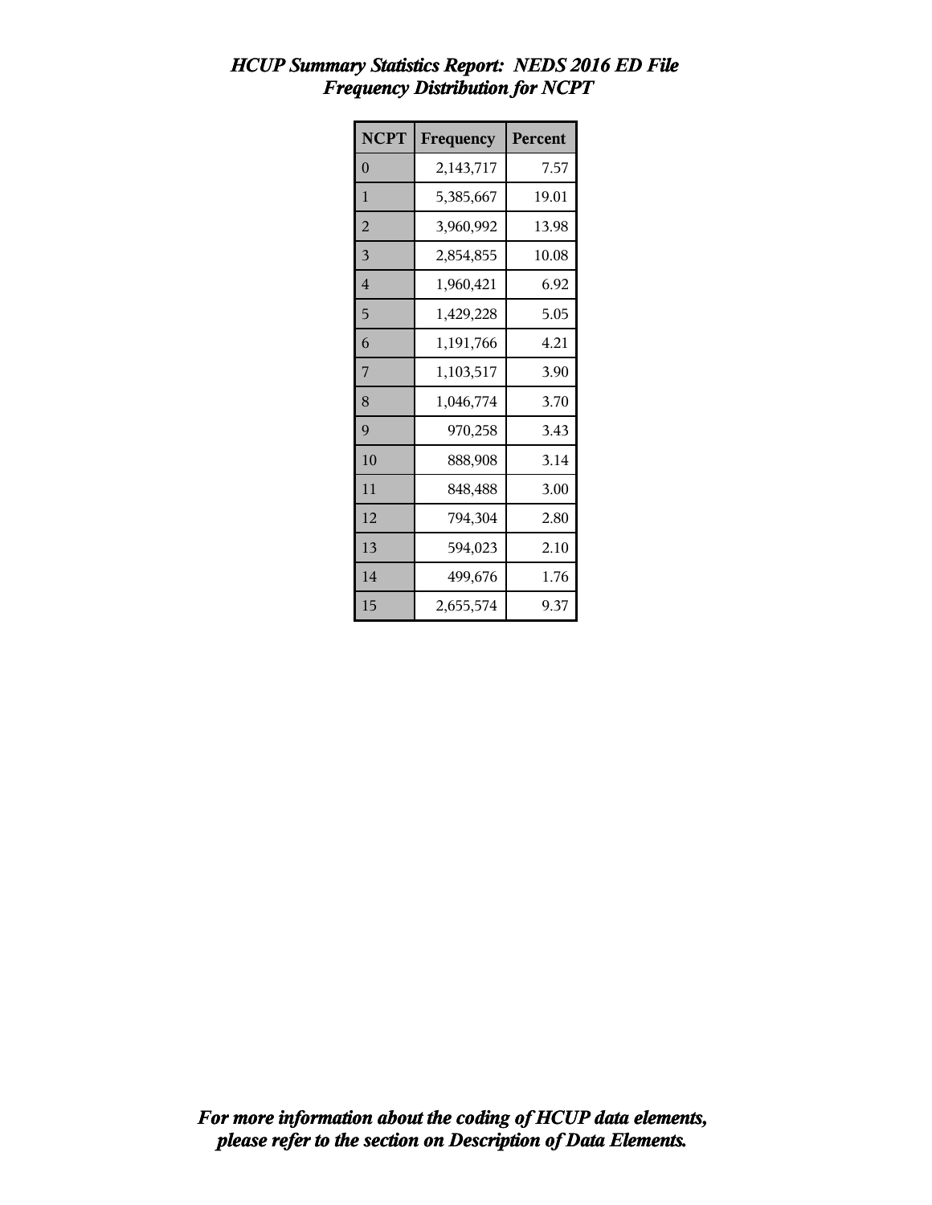# *HCUP Summary Statistics Report: NEDS 2016 ED File*
## *Frequency Distribution for NCPT*

| NCPT | Frequency | Percent |
|---|---|---|
| 0 | 2,143,717 | 7.57 |
| 1 | 5,385,667 | 19.01 |
| 2 | 3,960,992 | 13.98 |
| 3 | 2,854,855 | 10.08 |
| 4 | 1,960,421 | 6.92 |
| 5 | 1,429,228 | 5.05 |
| 6 | 1,191,766 | 4.21 |
| 7 | 1,103,517 | 3.90 |
| 8 | 1,046,774 | 3.70 |
| 9 | 970,258 | 3.43 |
| 10 | 888,908 | 3.14 |
| 11 | 848,488 | 3.00 |
| 12 | 794,304 | 2.80 |
| 13 | 594,023 | 2.10 |
| 14 | 499,676 | 1.76 |
| 15 | 2,655,574 | 9.37 |

***For more information about the coding of HCUP data elements, please refer to the section on Description of Data Elements.***